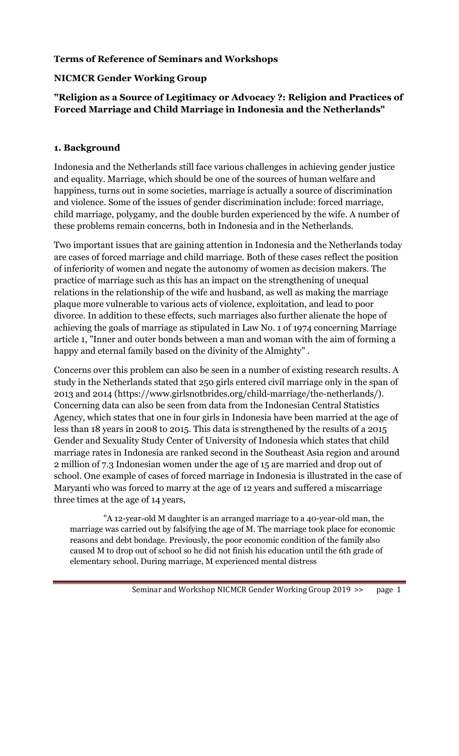**Terms of Reference of Seminars and Workshops**

**NICMCR Gender Working Group**

**"Religion as a Source of Legitimacy or Advocacy ?: Religion and Practices of Forced Marriage and Child Marriage in Indonesia and the Netherlands"**

## 1. Background

Indonesia and the Netherlands still face various challenges in achieving gender justice and equality. Marriage, which should be one of the sources of human welfare and happiness, turns out in some societies, marriage is actually a source of discrimination and violence. Some of the issues of gender discrimination include: forced marriage, child marriage, polygamy, and the double burden experienced by the wife. A number of these problems remain concerns, both in Indonesia and in the Netherlands.

Two important issues that are gaining attention in Indonesia and the Netherlands today are cases of forced marriage and child marriage. Both of these cases reflect the position of inferiority of women and negate the autonomy of women as decision makers. The practice of marriage such as this has an impact on the strengthening of unequal relations in the relationship of the wife and husband, as well as making the marriage plaque more vulnerable to various acts of violence, exploitation, and lead to poor divorce. In addition to these effects, such marriages also further alienate the hope of achieving the goals of marriage as stipulated in Law No. 1 of 1974 concerning Marriage article 1, "Inner and outer bonds between a man and woman with the aim of forming a happy and eternal family based on the divinity of the Almighty" .

Concerns over this problem can also be seen in a number of existing research results. A study in the Netherlands stated that 250 girls entered civil marriage only in the span of 2013 and 2014 (https://www.girlsnotbrides.org/child-marriage/the-netherlands/). Concerning data can also be seen from data from the Indonesian Central Statistics Agency, which states that one in four girls in Indonesia have been married at the age of less than 18 years in 2008 to 2015. This data is strengthened by the results of a 2015 Gender and Sexuality Study Center of University of Indonesia which states that child marriage rates in Indonesia are ranked second in the Southeast Asia region and around 2 million of 7.3 Indonesian women under the age of 15 are married and drop out of school. One example of cases of forced marriage in Indonesia is illustrated in the case of Maryanti who was forced to marry at the age of 12 years and suffered a miscarriage three times at the age of 14 years,

> "A 12-year-old M daughter is an arranged marriage to a 40-year-old man, the marriage was carried out by falsifying the age of M. The marriage took place for economic reasons and debt bondage. Previously, the poor economic condition of the family also caused M to drop out of school so he did not finish his education until the 6th grade of elementary school. During marriage, M experienced mental distress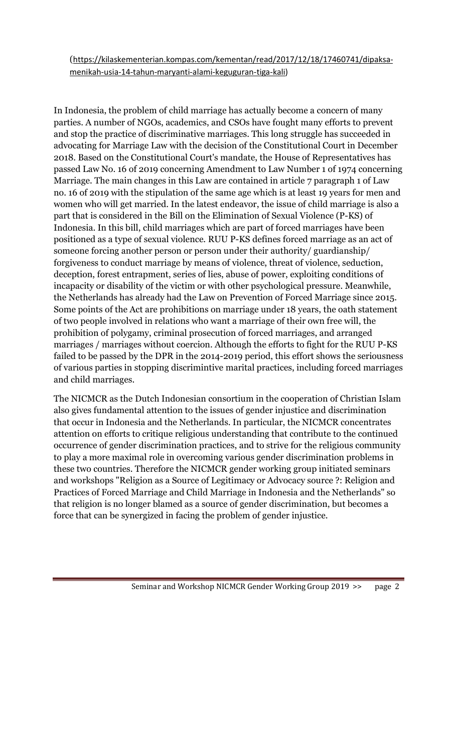(https://kilaskementerian.kompas.com/kementan/read/2017/12/18/17460741/dipaksa-menikah-usia-14-tahun-maryanti-alami-keguguran-tiga-kali)

In Indonesia, the problem of child marriage has actually become a concern of many parties. A number of NGOs, academics, and CSOs have fought many efforts to prevent and stop the practice of discriminative marriages. This long struggle has succeeded in advocating for Marriage Law with the decision of the Constitutional Court in December 2018. Based on the Constitutional Court's mandate, the House of Representatives has passed Law No. 16 of 2019 concerning Amendment to Law Number 1 of 1974 concerning Marriage. The main changes in this Law are contained in article 7 paragraph 1 of Law no. 16 of 2019 with the stipulation of the same age which is at least 19 years for men and women who will get married. In the latest endeavor, the issue of child marriage is also a part that is considered in the Bill on the Elimination of Sexual Violence (P-KS) of Indonesia. In this bill, child marriages which are part of forced marriages have been positioned as a type of sexual violence. RUU P-KS defines forced marriage as an act of someone forcing another person or person under their authority/ guardianship/ forgiveness to conduct marriage by means of violence, threat of violence, seduction, deception, forest entrapment, series of lies, abuse of power, exploiting conditions of incapacity or disability of the victim or with other psychological pressure. Meanwhile, the Netherlands has already had the Law on Prevention of Forced Marriage since 2015. Some points of the Act are prohibitions on marriage under 18 years, the oath statement of two people involved in relations who want a marriage of their own free will, the prohibition of polygamy, criminal prosecution of forced marriages, and arranged marriages / marriages without coercion. Although the efforts to fight for the RUU P-KS failed to be passed by the DPR in the 2014-2019 period, this effort shows the seriousness of various parties in stopping discrimintive marital practices, including forced marriages and child marriages.

The NICMCR as the Dutch Indonesian consortium in the cooperation of Christian Islam also gives fundamental attention to the issues of gender injustice and discrimination that occur in Indonesia and the Netherlands. In particular, the NICMCR concentrates attention on efforts to critique religious understanding that contribute to the continued occurrence of gender discrimination practices, and to strive for the religious community to play a more maximal role in overcoming various gender discrimination problems in these two countries. Therefore the NICMCR gender working group initiated seminars and workshops "Religion as a Source of Legitimacy or Advocacy source ?: Religion and Practices of Forced Marriage and Child Marriage in Indonesia and the Netherlands" so that religion is no longer blamed as a source of gender discrimination, but becomes a force that can be synergized in facing the problem of gender injustice.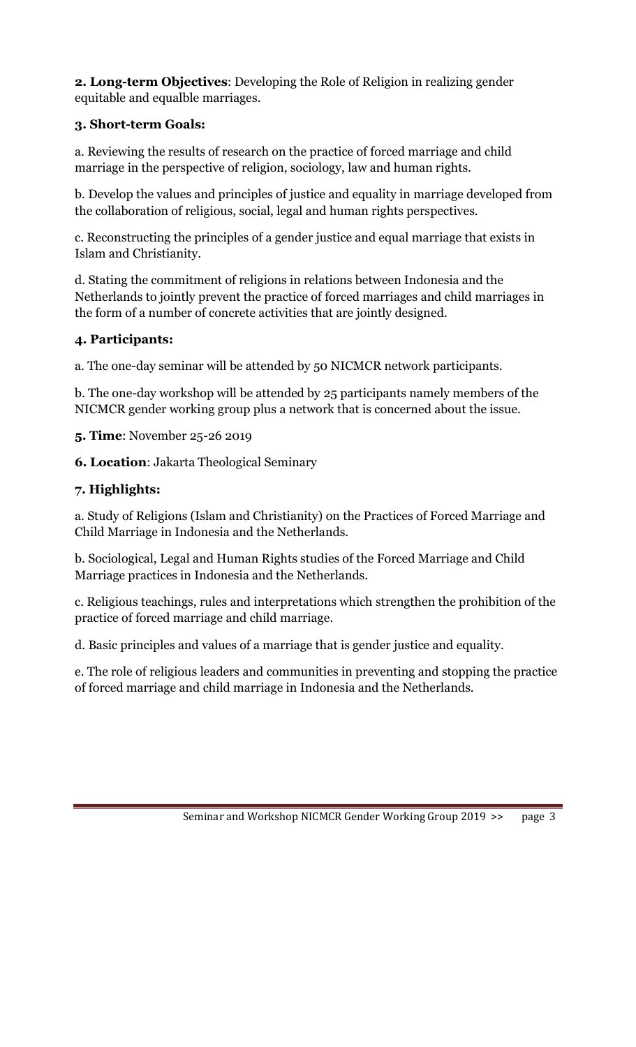**2. Long-term Objectives**: Developing the Role of Religion in realizing gender equitable and equalble marriages.

**3. Short-term Goals:**

a. Reviewing the results of research on the practice of forced marriage and child marriage in the perspective of religion, sociology, law and human rights.

b. Develop the values and principles of justice and equality in marriage developed from the collaboration of religious, social, legal and human rights perspectives.

c. Reconstructing the principles of a gender justice and equal marriage that exists in Islam and Christianity.

d. Stating the commitment of religions in relations between Indonesia and the Netherlands to jointly prevent the practice of forced marriages and child marriages in the form of a number of concrete activities that are jointly designed.

**4. Participants:**

a. The one-day seminar will be attended by 50 NICMCR network participants.

b. The one-day workshop will be attended by 25 participants namely members of the NICMCR gender working group plus a network that is concerned about the issue.

**5. Time**: November 25-26 2019

**6. Location**: Jakarta Theological Seminary

**7. Highlights:**

a. Study of Religions (Islam and Christianity) on the Practices of Forced Marriage and Child Marriage in Indonesia and the Netherlands.

b. Sociological, Legal and Human Rights studies of the Forced Marriage and Child Marriage practices in Indonesia and the Netherlands.

c. Religious teachings, rules and interpretations which strengthen the prohibition of the practice of forced marriage and child marriage.

d. Basic principles and values of a marriage that is gender justice and equality.

e. The role of religious leaders and communities in preventing and stopping the practice of forced marriage and child marriage in Indonesia and the Netherlands.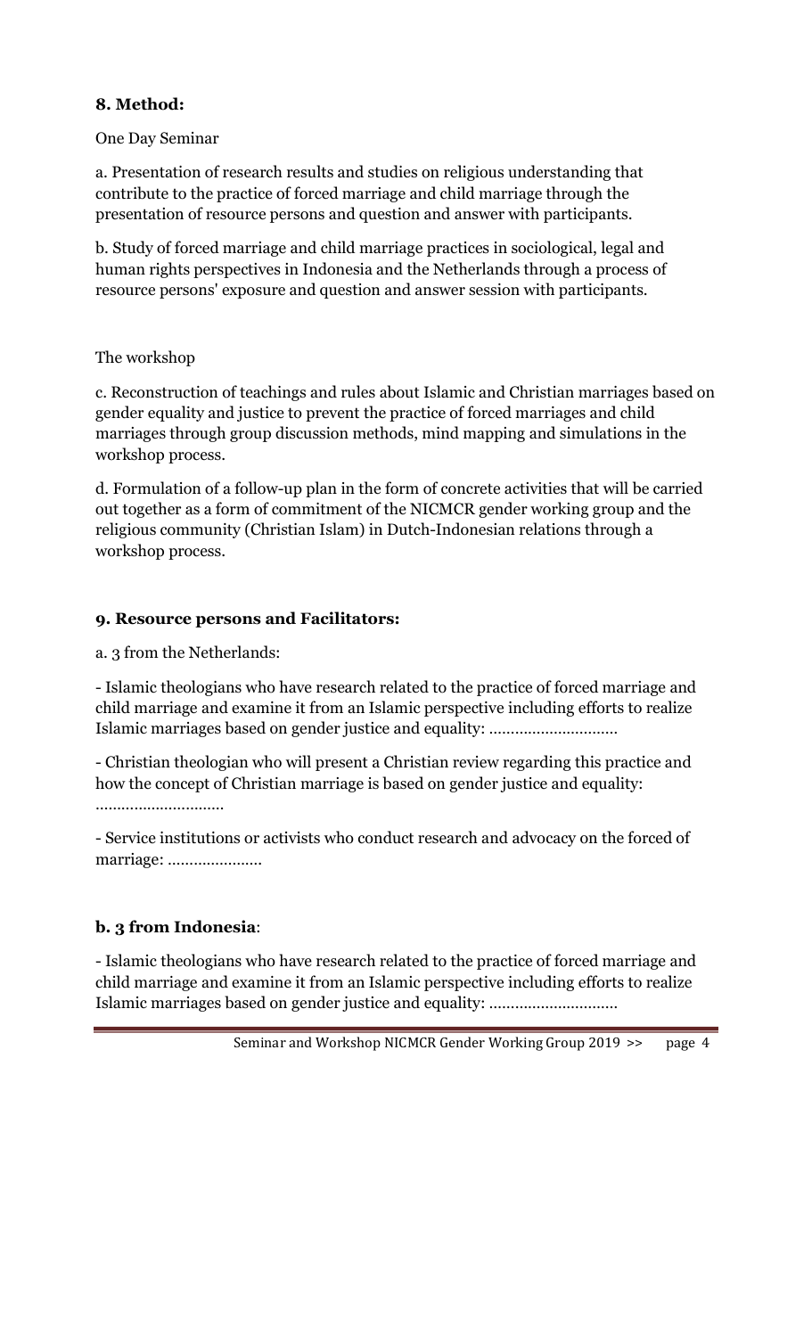**8. Method:**

One Day Seminar

a. Presentation of research results and studies on religious understanding that contribute to the practice of forced marriage and child marriage through the presentation of resource persons and question and answer with participants.

b. Study of forced marriage and child marriage practices in sociological, legal and human rights perspectives in Indonesia and the Netherlands through a process of resource persons' exposure and question and answer session with participants.

The workshop

c. Reconstruction of teachings and rules about Islamic and Christian marriages based on gender equality and justice to prevent the practice of forced marriages and child marriages through group discussion methods, mind mapping and simulations in the workshop process.

d. Formulation of a follow-up plan in the form of concrete activities that will be carried out together as a form of commitment of the NICMCR gender working group and the religious community (Christian Islam) in Dutch-Indonesian relations through a workshop process.

**9. Resource persons and Facilitators:**

a. 3 from the Netherlands:

- Islamic theologians who have research related to the practice of forced marriage and child marriage and examine it from an Islamic perspective including efforts to realize Islamic marriages based on gender justice and equality: ..............................

- Christian theologian who will present a Christian review regarding this practice and how the concept of Christian marriage is based on gender justice and equality: ..............................

- Service institutions or activists who conduct research and advocacy on the forced of marriage: ......................

**b. 3 from Indonesia**:

- Islamic theologians who have research related to the practice of forced marriage and child marriage and examine it from an Islamic perspective including efforts to realize Islamic marriages based on gender justice and equality: ..............................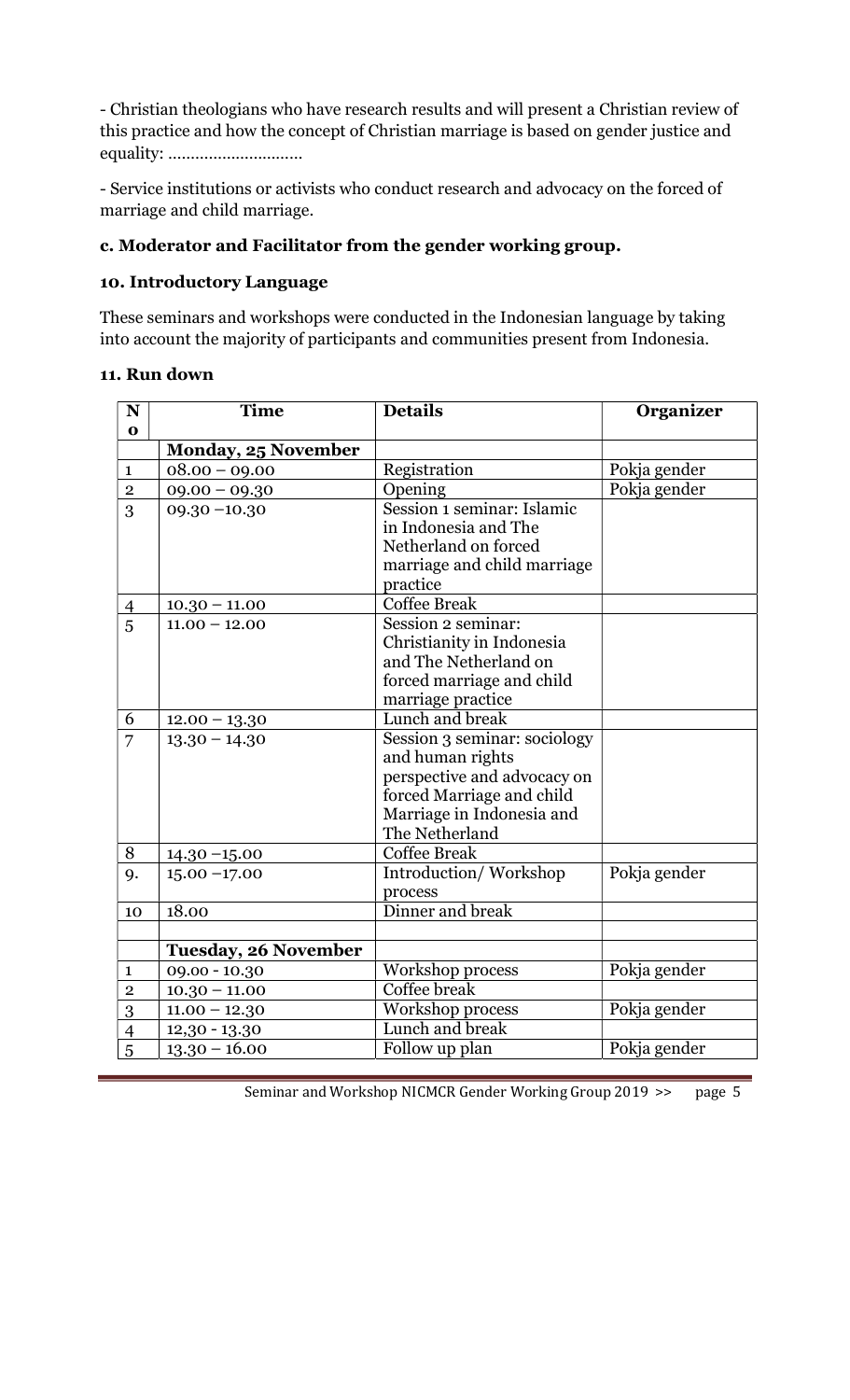- Christian theologians who have research results and will present a Christian review of this practice and how the concept of Christian marriage is based on gender justice and equality: ...........................

- Service institutions or activists who conduct research and advocacy on the forced of marriage and child marriage.

**c. Moderator and Facilitator from the gender working group.**

**10. Introductory Language**

These seminars and workshops were conducted in the Indonesian language by taking into account the majority of participants and communities present from Indonesia.

**11. Run down**

| No | Time | Details | Organizer |
|---|---|---|---|
| | **Monday, 25 November** | | |
| 1 | 08.00 – 09.00 | Registration | Pokja gender |
| 2 | 09.00 – 09.30 | Opening | Pokja gender |
| 3 | 09.30 –10.30 | Session 1 seminar: Islamic in Indonesia and The Netherland on forced marriage and child marriage practice | |
| 4 | 10.30 – 11.00 | Coffee Break | |
| 5 | 11.00 – 12.00 | Session 2 seminar: Christianity in Indonesia and The Netherland on forced marriage and child marriage practice | |
| 6 | 12.00 – 13.30 | Lunch and break | |
| 7 | 13.30 – 14.30 | Session 3 seminar: sociology and human rights perspective and advocacy on forced Marriage and child Marriage in Indonesia and The Netherland | |
| 8 | 14.30 –15.00 | Coffee Break | |
| 9. | 15.00 –17.00 | Introduction/ Workshop process | Pokja gender |
| 10 | 18.00 | Dinner and break | |
| | | | |
| | **Tuesday, 26 November** | | |
| 1 | 09.00 - 10.30 | Workshop process | Pokja gender |
| 2 | 10.30 – 11.00 | Coffee break | |
| 3 | 11.00 – 12.30 | Workshop process | Pokja gender |
| 4 | 12,30 - 13.30 | Lunch and break | |
| 5 | 13.30 – 16.00 | Follow up plan | Pokja gender |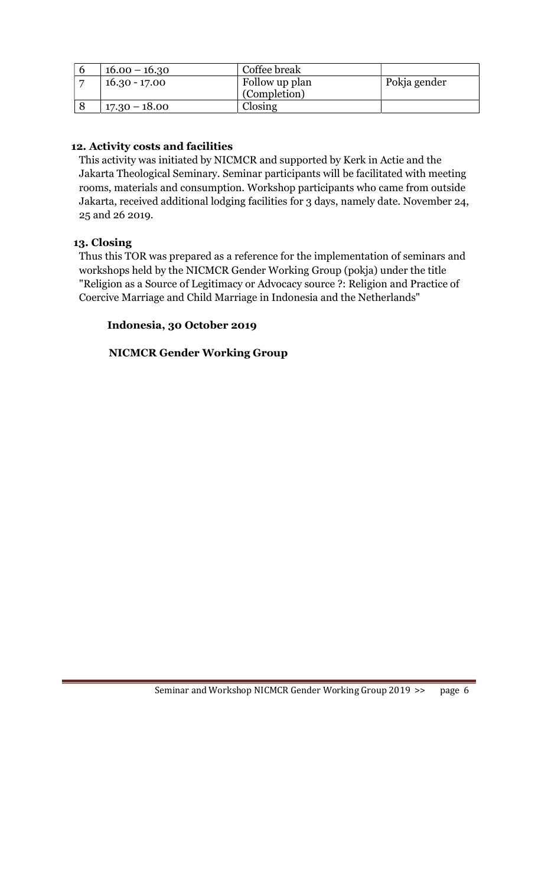| | | | |
|---|---|---|---|
| 6 | 16.00 – 16.30 | Coffee break | |
| 7 | 16.30 - 17.00 | Follow up plan (Completion) | Pokja gender |
| 8 | 17.30 – 18.00 | Closing | |

**12. Activity costs and facilities**

This activity was initiated by NICMCR and supported by Kerk in Actie and the Jakarta Theological Seminary. Seminar participants will be facilitated with meeting rooms, materials and consumption. Workshop participants who came from outside Jakarta, received additional lodging facilities for 3 days, namely date. November 24, 25 and 26 2019.

**13. Closing**

Thus this TOR was prepared as a reference for the implementation of seminars and workshops held by the NICMCR Gender Working Group (pokja) under the title "Religion as a Source of Legitimacy or Advocacy source ?: Religion and Practice of Coercive Marriage and Child Marriage in Indonesia and the Netherlands"

**Indonesia, 30 October 2019**

**NICMCR Gender Working Group**